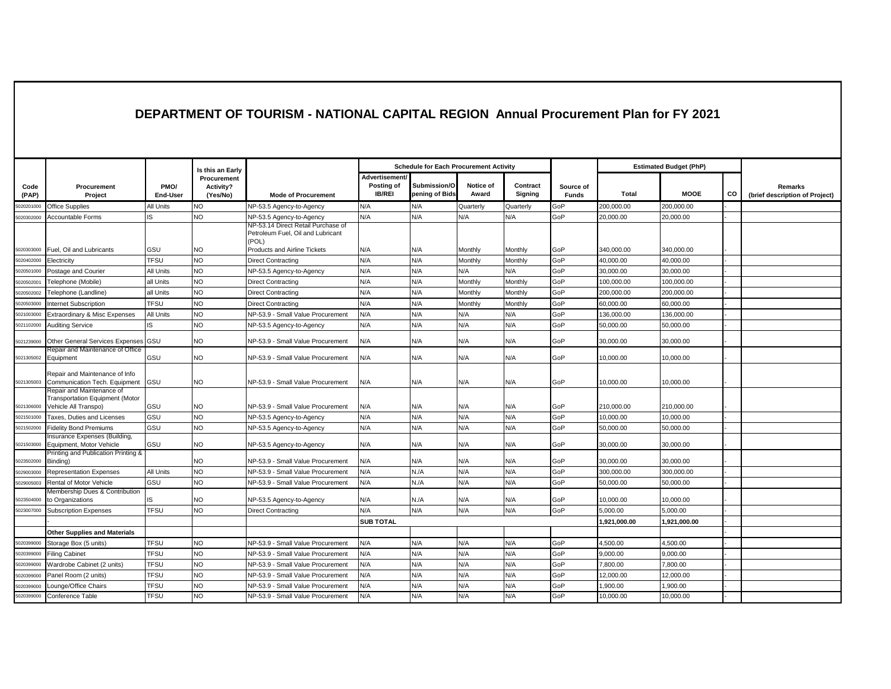# DEPARTMENT OF TOURISM - NATIONAL CAPITAL REGION Annual Procurement Plan for FY 2021

| Code (PAP) | Procurement Project | PMO/ End-User | Is this an Early Procurement Activity? (Yes/No) | Mode of Procurement | Schedule for Each Procurement Activity | | | | Source of Funds | Estimated Budget (PhP) | | | Remarks (brief description of Project) |
|---|---|---|---|---|---|---|---|---|---|---|---|---|---|
| | | | | | Advertisement/ Posting of IB/REI | Submission/Opening of Bids | Notice of Award | Contract Signing | | Total | MOOE | CO | |
| 5020201000 | Office Supplies | All Units | NO | NP-53.5 Agency-to-Agency | N/A | N/A | Quarterly | Quarterly | GoP | 200,000.00 | 200,000.00 | - | |
| 5020302000 | Accountable Forms | IS | NO | NP-53.5 Agency-to-Agency | N/A | N/A | N/A | N/A | GoP | 20,000.00 | 20,000.00 | - | |
| 5020303000 | Fuel, Oil and Lubricants | GSU | NO | NP-53.14 Direct Retail Purchase of Petroleum Fuel, Oil and Lubricant (POL) Products and Airline Tickets | N/A | N/A | Monthly | Monthly | GoP | 340,000.00 | 340,000.00 | - | |
| 5020402000 | Electricity | TFSU | NO | Direct Contracting | N/A | N/A | Monthly | Monthly | GoP | 40,000.00 | 40,000.00 | - | |
| 5020501000 | Postage and Courier | All Units | NO | NP-53.5 Agency-to-Agency | N/A | N/A | N/A | N/A | GoP | 30,000.00 | 30,000.00 | - | |
| 5020502001 | Telephone (Mobile) | all Units | NO | Direct Contracting | N/A | N/A | Monthly | Monthly | GoP | 100,000.00 | 100,000.00 | - | |
| 5020502002 | Telephone (Landline) | all Units | NO | Direct Contracting | N/A | N/A | Monthly | Monthly | GoP | 200,000.00 | 200,000.00 | - | |
| 5020503000 | Internet Subscription | TFSU | NO | Direct Contracting | N/A | N/A | Monthly | Monthly | GoP | 60,000.00 | 60,000.00 | - | |
| 5021003000 | Extraordinary & Misc Expenses | All Units | NO | NP-53.9 - Small Value Procurement | N/A | N/A | N/A | N/A | GoP | 136,000.00 | 136,000.00 | - | |
| 5021102000 | Auditing Service | IS | NO | NP-53.5 Agency-to-Agency | N/A | N/A | N/A | N/A | GoP | 50,000.00 | 50,000.00 | - | |
| 5021299000 | Other General Services Expenses | GSU | NO | NP-53.9 - Small Value Procurement | N/A | N/A | N/A | N/A | GoP | 30,000.00 | 30,000.00 | - | |
| 5021305002 | Repair and Maintenance of Office Equipment | GSU | NO | NP-53.9 - Small Value Procurement | N/A | N/A | N/A | N/A | GoP | 10,000.00 | 10,000.00 | - | |
| 5021305003 | Repair and Maintenance of Info Communication Tech. Equipment | GSU | NO | NP-53.9 - Small Value Procurement | N/A | N/A | N/A | N/A | GoP | 10,000.00 | 10,000.00 | - | |
| 5021306000 | Repair and Maintenance of Transportation Equipment (Motor Vehicle All Transpo) | GSU | NO | NP-53.9 - Small Value Procurement | N/A | N/A | N/A | N/A | GoP | 210,000.00 | 210,000.00 | - | |
| 5021501000 | Taxes, Duties and Licenses | GSU | NO | NP-53.5 Agency-to-Agency | N/A | N/A | N/A | N/A | GoP | 10,000.00 | 10,000.00 | - | |
| 5021502000 | Fidelity Bond Premiums | GSU | NO | NP-53.5 Agency-to-Agency | N/A | N/A | N/A | N/A | GoP | 50,000.00 | 50,000.00 | - | |
| 5021503000 | Insurance Expenses (Building, Equipment, Motor Vehicle | GSU | NO | NP-53.5 Agency-to-Agency | N/A | N/A | N/A | N/A | GoP | 30,000.00 | 30,000.00 | - | |
| 5023502000 | Printing and Publication Printing & Binding) | | NO | NP-53.9 - Small Value Procurement | N/A | N/A | N/A | N/A | GoP | 30,000.00 | 30,000.00 | - | |
| 5029003000 | Representation Expenses | All Units | NO | NP-53.9 - Small Value Procurement | N/A | N./A | N/A | N/A | GoP | 300,000.00 | 300,000.00 | - | |
| 5029005003 | Rental of Motor Vehicle | GSU | NO | NP-53.9 - Small Value Procurement | N/A | N./A | N/A | N/A | GoP | 50,000.00 | 50,000.00 | - | |
| 5023504000 | Membership Dues & Contribution to Organizations | IS | NO | NP-53.5 Agency-to-Agency | N/A | N./A | N/A | N/A | GoP | 10,000.00 | 10,000.00 | - | |
| 5023007000 | Subscription Expenses | TFSU | NO | Direct Contracting | N/A | N/A | N/A | N/A | GoP | 5,000.00 | 5,000.00 | - | |
| | - | | | | **SUB TOTAL** | | | | | **1,921,000.00** | **1,921,000.00** | - | |
| | **Other Supplies and Materials** | | | | | | | | | | | - | |
| 5020399000 | Storage Box (5 units) | TFSU | NO | NP-53.9 - Small Value Procurement | N/A | N/A | N/A | N/A | GoP | 4,500.00 | 4,500.00 | - | |
| 5020399000 | Filing Cabinet | TFSU | NO | NP-53.9 - Small Value Procurement | N/A | N/A | N/A | N/A | GoP | 9,000.00 | 9,000.00 | - | |
| 5020399000 | Wardrobe Cabinet (2 units) | TFSU | NO | NP-53.9 - Small Value Procurement | N/A | N/A | N/A | N/A | GoP | 7,800.00 | 7,800.00 | - | |
| 5020399000 | Panel Room (2 units) | TFSU | NO | NP-53.9 - Small Value Procurement | N/A | N/A | N/A | N/A | GoP | 12,000.00 | 12,000.00 | - | |
| 5020399000 | Lounge/Office Chairs | TFSU | NO | NP-53.9 - Small Value Procurement | N/A | N/A | N/A | N/A | GoP | 1,900.00 | 1,900.00 | - | |
| 5020399000 | Conference Table | TFSU | NO | NP-53.9 - Small Value Procurement | N/A | N/A | N/A | N/A | GoP | 10,000.00 | 10,000.00 | - | |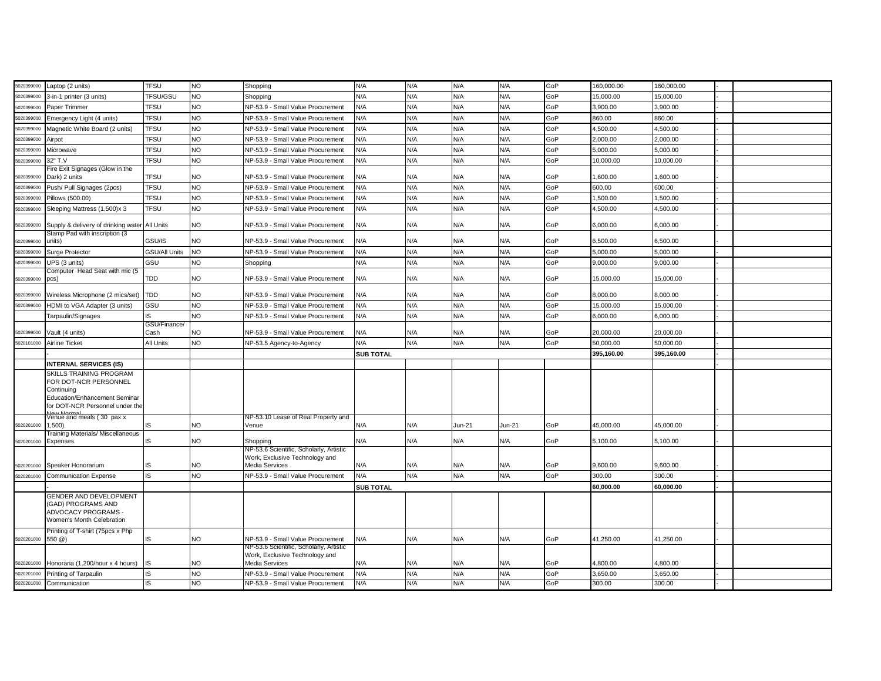| | | | | | | | | | | | | | |
|---|---|---|---|---|---|---|---|---|---|---|---|---|---|
| 5020399000 | Laptop (2 units) | TFSU | NO | Shopping | N/A | N/A | N/A | N/A | GoP | 160,000.00 | 160,000.00 | - | |
| 5020399000 | 3-in-1 printer (3 units) | TFSU/GSU | NO | Shopping | N/A | N/A | N/A | N/A | GoP | 15,000.00 | 15,000.00 | - | |
| 5020399000 | Paper Trimmer | TFSU | NO | NP-53.9 - Small Value Procurement | N/A | N/A | N/A | N/A | GoP | 3,900.00 | 3,900.00 | - | |
| 5020399000 | Emergency Light (4 units) | TFSU | NO | NP-53.9 - Small Value Procurement | N/A | N/A | N/A | N/A | GoP | 860.00 | 860.00 | - | |
| 5020399000 | Magnetic White Board (2 units) | TFSU | NO | NP-53.9 - Small Value Procurement | N/A | N/A | N/A | N/A | GoP | 4,500.00 | 4,500.00 | - | |
| 5020399000 | Airpot | TFSU | NO | NP-53.9 - Small Value Procurement | N/A | N/A | N/A | N/A | GoP | 2,000.00 | 2,000.00 | - | |
| 5020399000 | Microwave | TFSU | NO | NP-53.9 - Small Value Procurement | N/A | N/A | N/A | N/A | GoP | 5,000.00 | 5,000.00 | - | |
| 5020399000 | 32" T.V | TFSU | NO | NP-53.9 - Small Value Procurement | N/A | N/A | N/A | N/A | GoP | 10,000.00 | 10,000.00 | - | |
| 5020399000 | Fire Exit Signages (Glow in the Dark) 2 units | TFSU | NO | NP-53.9 - Small Value Procurement | N/A | N/A | N/A | N/A | GoP | 1,600.00 | 1,600.00 | - | |
| 5020399000 | Push/ Pull Signages (2pcs) | TFSU | NO | NP-53.9 - Small Value Procurement | N/A | N/A | N/A | N/A | GoP | 600.00 | 600.00 | - | |
| 5020399000 | Pillows (500.00) | TFSU | NO | NP-53.9 - Small Value Procurement | N/A | N/A | N/A | N/A | GoP | 1,500.00 | 1,500.00 | - | |
| 5020399000 | Sleeping Mattress (1,500)x 3 | TFSU | NO | NP-53.9 - Small Value Procurement | N/A | N/A | N/A | N/A | GoP | 4,500.00 | 4,500.00 | - | |
| 5020399000 | Supply & delivery of drinking water | All Units | NO | NP-53.9 - Small Value Procurement | N/A | N/A | N/A | N/A | GoP | 6,000.00 | 6,000.00 | - | |
| 5020399000 | Stamp Pad with inscription (3 units) | GSU/IS | NO | NP-53.9 - Small Value Procurement | N/A | N/A | N/A | N/A | GoP | 6,500.00 | 6,500.00 | - | |
| 5020399000 | Surge Protector | GSU/All Units | NO | NP-53.9 - Small Value Procurement | N/A | N/A | N/A | N/A | GoP | 5,000.00 | 5,000.00 | - | |
| 5020399000 | UPS (3 units) | GSU | NO | Shopping | N/A | N/A | N/A | N/A | GoP | 9,000.00 | 9,000.00 | - | |
| 5020399000 | Computer Head Seat with mic (5 pcs) | TDD | NO | NP-53.9 - Small Value Procurement | N/A | N/A | N/A | N/A | GoP | 15,000.00 | 15,000.00 | - | |
| 5020399000 | Wireless Microphone (2 mics/set) | TDD | NO | NP-53.9 - Small Value Procurement | N/A | N/A | N/A | N/A | GoP | 8,000.00 | 8,000.00 | - | |
| 5020399000 | HDMI to VGA Adapter (3 units) | GSU | NO | NP-53.9 - Small Value Procurement | N/A | N/A | N/A | N/A | GoP | 15,000.00 | 15,000.00 | - | |
| | Tarpaulin/Signages | IS | NO | NP-53.9 - Small Value Procurement | N/A | N/A | N/A | N/A | GoP | 6,000.00 | 6,000.00 | - | |
| 5020399000 | Vault (4 units) | GSU/Finance/ Cash | NO | NP-53.9 - Small Value Procurement | N/A | N/A | N/A | N/A | GoP | 20,000.00 | 20,000.00 | - | |
| 5020101000 | Airline Ticket | All Units | NO | NP-53.5 Agency-to-Agency | N/A | N/A | N/A | N/A | GoP | 50,000.00 | 50,000.00 | - | |
| | - | | | | **SUB TOTAL** | | | | | **395,160.00** | **395,160.00** | - | |
| | **INTERNAL SERVICES (IS)** | | | | | | | | | | | - | |
| | SKILLS TRAINING PROGRAM FOR DOT-NCR PERSONNEL Continuing Education/Enhancement Seminar for DOT-NCR Personnel under the New Normal | | | | | | | | | | | - | |
| 5020201000 | Venue and meals ( 30 pax x 1,500) | IS | NO | NP-53.10 Lease of Real Property and Venue | N/A | N/A | Jun-21 | Jun-21 | GoP | 45,000.00 | 45,000.00 | - | |
| 5020201000 | Training Materials/ Miscellaneous Expenses | IS | NO | Shopping | N/A | N/A | N/A | N/A | GoP | 5,100.00 | 5,100.00 | - | |
| 5020201000 | Speaker Honorarium | IS | NO | NP-53.6 Scientific, Scholarly, Artistic Work, Exclusive Technology and Media Services | N/A | N/A | N/A | N/A | GoP | 9,600.00 | 9,600.00 | - | |
| 5020201000 | Communication Expense | IS | NO | NP-53.9 - Small Value Procurement | N/A | N/A | N/A | N/A | GoP | 300.00 | 300.00 | - | |
| | - | | | | **SUB TOTAL** | | | | | **60,000.00** | **60,000.00** | - | |
| | GENDER AND DEVELOPMENT (GAD) PROGRAMS AND ADVOCACY PROGRAMS - Women's Month Celebration | | | | | | | | | | | - | |
| 5020201000 | Printing of T-shirt (75pcs x Php 550 @) | IS | NO | NP-53.9 - Small Value Procurement | N/A | N/A | N/A | N/A | GoP | 41,250.00 | 41,250.00 | - | |
| 5020201000 | Honoraria (1,200/hour x 4 hours) | IS | NO | NP-53.6 Scientific, Scholarly, Artistic Work, Exclusive Technology and Media Services | N/A | N/A | N/A | N/A | GoP | 4,800.00 | 4,800.00 | - | |
| 5020201000 | Printing of Tarpaulin | IS | NO | NP-53.9 - Small Value Procurement | N/A | N/A | N/A | N/A | GoP | 3,650.00 | 3,650.00 | - | |
| 5020201000 | Communication | IS | NO | NP-53.9 - Small Value Procurement | N/A | N/A | N/A | N/A | GoP | 300.00 | 300.00 | - | |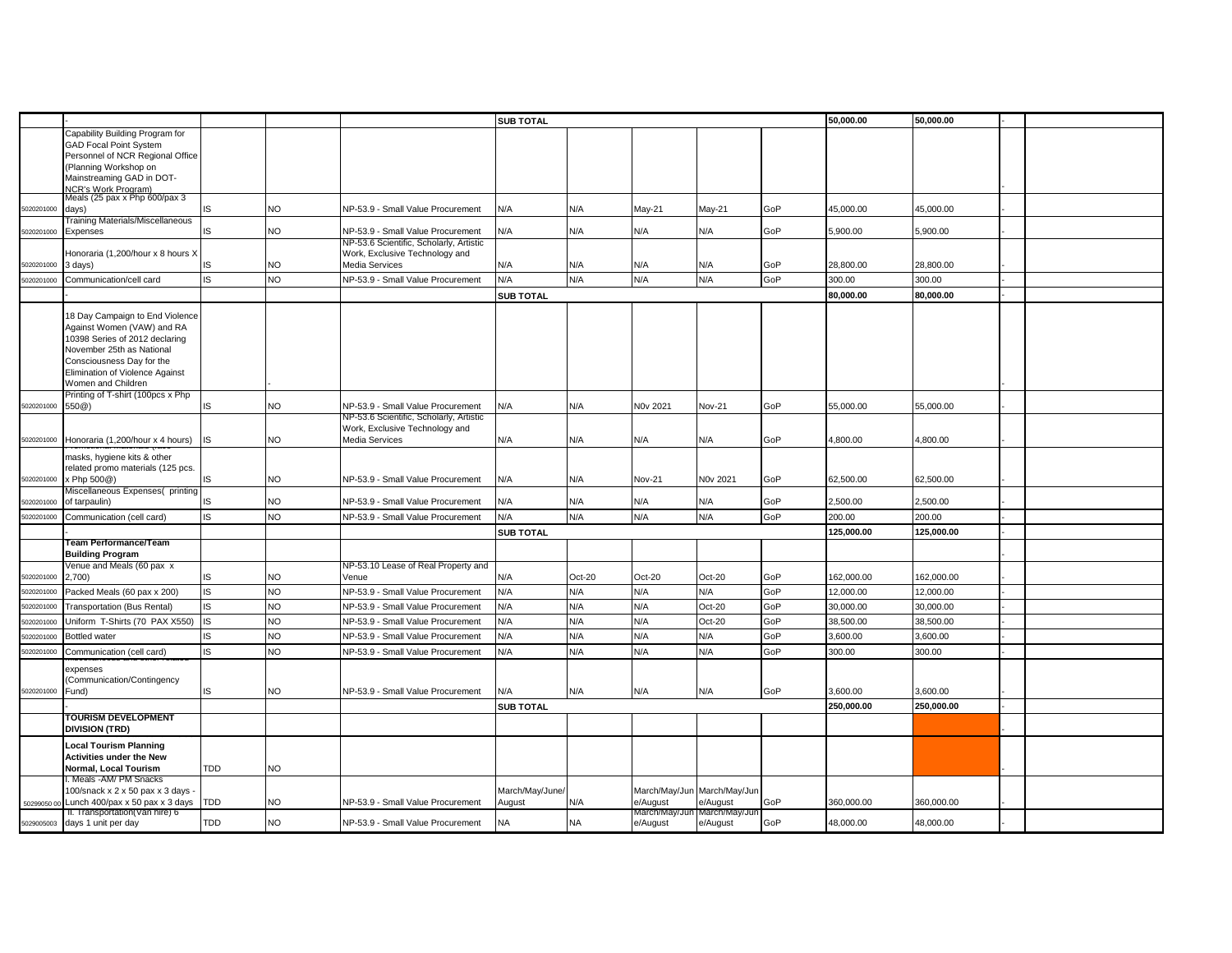|  |  |  |  |  |  |  |  |  |  |  |  |  |  |
|---|---|---|---|---|---|---|---|---|---|---|---|---|---|
|  | - |  |  |  | SUB TOTAL |  |  |  |  | **50,000.00** | **50,000.00** | - |  |
|  | Capability Building Program for GAD Focal Point System Personnel of NCR Regional Office (Planning Workshop on Mainstreaming GAD in DOT-NCR's Work Program) |  |  |  |  |  |  |  |  |  |  | - |  |
| 5020201000 | Meals (25 pax x Php 600/pax 3 days) | IS | NO | NP-53.9 - Small Value Procurement | N/A | N/A | May-21 | May-21 | GoP | 45,000.00 | 45,000.00 | - |  |
| 5020201000 | Training Materials/Miscellaneous Expenses | IS | NO | NP-53.9 - Small Value Procurement | N/A | N/A | N/A | N/A | GoP | 5,900.00 | 5,900.00 | - |  |
| 5020201000 | Honoraria (1,200/hour x 8 hours X 3 days) | IS | NO | NP-53.6 Scientific, Scholarly, Artistic Work, Exclusive Technology and Media Services | N/A | N/A | N/A | N/A | GoP | 28,800.00 | 28,800.00 | - |  |
| 5020201000 | Communication/cell card | IS | NO | NP-53.9 - Small Value Procurement | N/A | N/A | N/A | N/A | GoP | 300.00 | 300.00 | - |  |
|  | - |  |  |  | SUB TOTAL |  |  |  |  | **80,000.00** | **80,000.00** | - |  |
|  | 18 Day Campaign to End Violence Against Women (VAW) and RA 10398 Series of 2012 declaring November 25th as National Consciousness Day for the Elimination of Violence Against Women and Children |  | - |  |  |  |  |  |  |  |  | - |  |
| 5020201000 | Printing of T-shirt (100pcs x Php 550@) | IS | NO | NP-53.9 - Small Value Procurement | N/A | N/A | N0v 2021 | Nov-21 | GoP | 55,000.00 | 55,000.00 | - |  |
| 5020201000 | Honoraria (1,200/hour x 4 hours) | IS | NO | NP-53.6 Scientific, Scholarly, Artistic Work, Exclusive Technology and Media Services | N/A | N/A | N/A | N/A | GoP | 4,800.00 | 4,800.00 | - |  |
| 5020201000 | masks, hygiene kits & other related promo materials (125 pcs. x Php 500@) | IS | NO | NP-53.9 - Small Value Procurement | N/A | N/A | Nov-21 | N0v 2021 | GoP | 62,500.00 | 62,500.00 | - |  |
| 5020201000 | Miscellaneous Expenses( printing of tarpaulin) | IS | NO | NP-53.9 - Small Value Procurement | N/A | N/A | N/A | N/A | GoP | 2,500.00 | 2,500.00 | - |  |
| 5020201000 | Communication (cell card) | IS | NO | NP-53.9 - Small Value Procurement | N/A | N/A | N/A | N/A | GoP | 200.00 | 200.00 | - |  |
|  | - |  |  |  | SUB TOTAL |  |  |  |  | **125,000.00** | **125,000.00** | - |  |
|  | **Team Performance/Team Building Program** |  |  |  |  |  |  |  |  |  |  | - |  |
| 5020201000 | Venue and Meals (60 pax x 2,700) | IS | NO | NP-53.10 Lease of Real Property and Venue | N/A | Oct-20 | Oct-20 | Oct-20 | GoP | 162,000.00 | 162,000.00 | - |  |
| 5020201000 | Packed Meals (60 pax x 200) | IS | NO | NP-53.9 - Small Value Procurement | N/A | N/A | N/A | N/A | GoP | 12,000.00 | 12,000.00 | - |  |
| 5020201000 | Transportation (Bus Rental) | IS | NO | NP-53.9 - Small Value Procurement | N/A | N/A | N/A | Oct-20 | GoP | 30,000.00 | 30,000.00 | - |  |
| 5020201000 | Uniform T-Shirts (70 PAX X550) | IS | NO | NP-53.9 - Small Value Procurement | N/A | N/A | N/A | Oct-20 | GoP | 38,500.00 | 38,500.00 | - |  |
| 5020201000 | Bottled water | IS | NO | NP-53.9 - Small Value Procurement | N/A | N/A | N/A | N/A | GoP | 3,600.00 | 3,600.00 | - |  |
| 5020201000 | Communication (cell card) | IS | NO | NP-53.9 - Small Value Procurement | N/A | N/A | N/A | N/A | GoP | 300.00 | 300.00 | - |  |
| 5020201000 | Miscellaneous and other related expenses (Communication/Contingency Fund) | IS | NO | NP-53.9 - Small Value Procurement | N/A | N/A | N/A | N/A | GoP | 3,600.00 | 3,600.00 | - |  |
|  | - |  |  |  | SUB TOTAL |  |  |  |  | **250,000.00** | **250,000.00** | - |  |
|  | **TOURISM DEVELOPMENT DIVISION (TRD)** |  |  |  |  |  |  |  |  |  |  | - |  |
|  | **Local Tourism Planning Activities under the New Normal, Local Tourism** | TDD | NO |  |  |  |  |  |  |  |  | - |  |
| 5029905000 | I. Meals -AM/ PM Snacks 100/snack x 2 x 50 pax x 3 days - Lunch 400/pax x 50 pax x 3 days | TDD | NO | NP-53.9 - Small Value Procurement | March/May/June/ August | N/A | March/May/June/August | March/May/June/August | GoP | 360,000.00 | 360,000.00 | - |  |
| 5029905003 | II. Transportation(Van hire) 6 days 1 unit per day | TDD | NO | NP-53.9 - Small Value Procurement | NA | NA | March/May/June/August | March/May/June/August | GoP | 48,000.00 | 48,000.00 | - |  |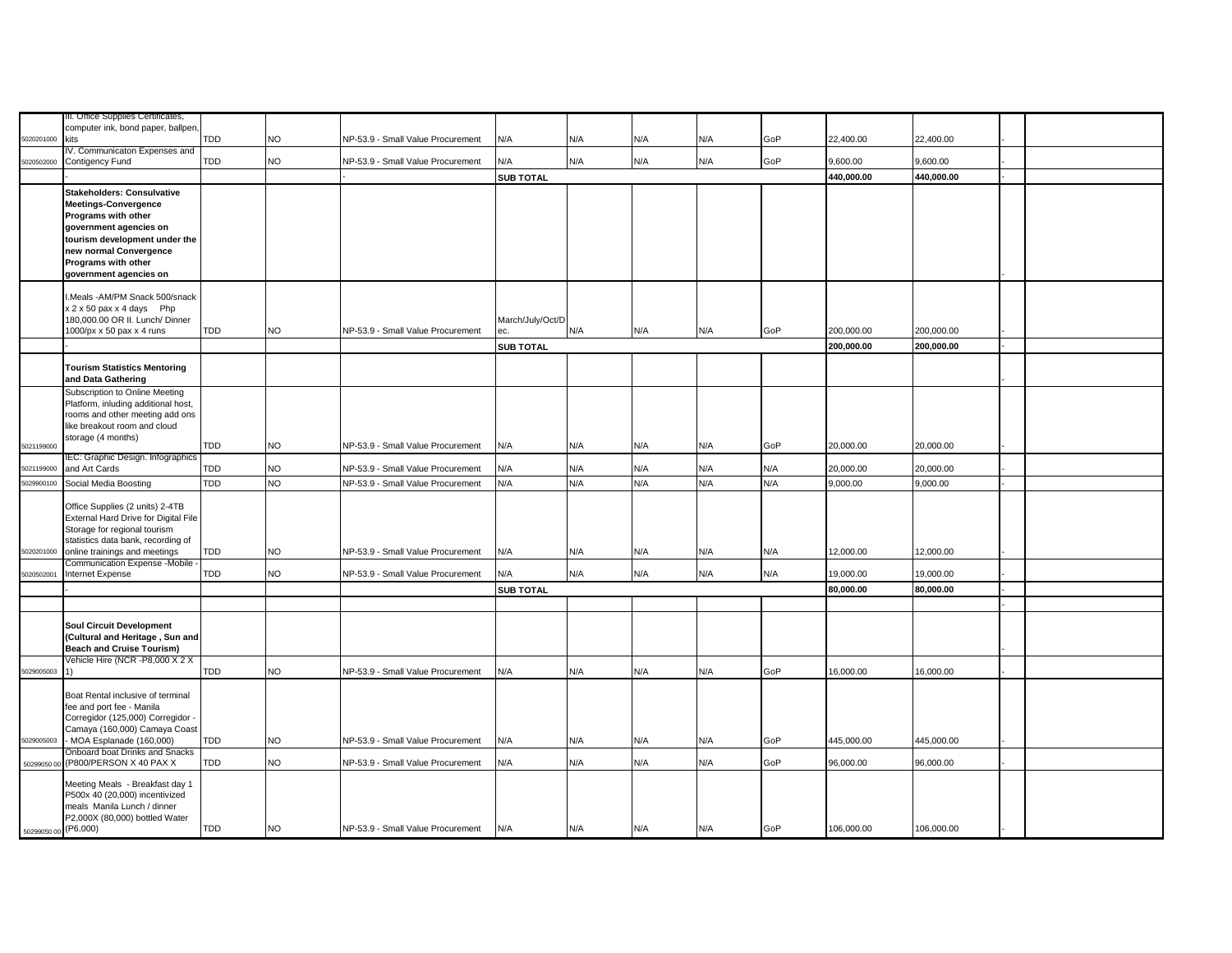| | | | | | | | | | | | | | | |
|---|---|---|---|---|---|---|---|---|---|---|---|---|---|---|
| 5020201000 | III. Office Supplies Certificates, computer ink, bond paper, ballpen, kits | TDD | NO | NP-53.9 - Small Value Procurement | N/A | N/A | N/A | N/A | GoP | 22,400.00 | 22,400.00 | | - | |
| 5020502000 | IV. Communicaton Expenses and Contigency Fund | TDD | NO | NP-53.9 - Small Value Procurement | N/A | N/A | N/A | N/A | GoP | 9,600.00 | 9,600.00 | | - | |
| | - | | | - | **SUB TOTAL** | | | | | **440,000.00** | **440,000.00** | | - | |
| | **Stakeholders: Consulvative Meetings-Convergence Programs with other government agencies on tourism development under the new normal Convergence Programs with other government agencies on** | | | | | | | | | | | | - | |
| | I.Meals -AM/PM Snack 500/snack x 2 x 50 pax x 4 days Php 180,000.00 OR II. Lunch/ Dinner 1000/px x 50 pax x 4 runs | TDD | NO | NP-53.9 - Small Value Procurement | March/July/Oct/Dec. | N/A | N/A | N/A | GoP | 200,000.00 | 200,000.00 | | - | |
| | - | | | | **SUB TOTAL** | | | | | **200,000.00** | **200,000.00** | | - | |
| | **Tourism Statistics Mentoring and Data Gathering** | | | | | | | | | | | | - | |
| 5021199000 | Subscription to Online Meeting Platform, inluding additional host, rooms and other meeting add ons like breakout room and cloud storage (4 months) | TDD | NO | NP-53.9 - Small Value Procurement | N/A | N/A | N/A | N/A | GoP | 20,000.00 | 20,000.00 | | - | |
| 5021199000 | IEC: Graphic Design. Infographics and Art Cards | TDD | NO | NP-53.9 - Small Value Procurement | N/A | N/A | N/A | N/A | N/A | 20,000.00 | 20,000.00 | | - | |
| 5029900100 | Social Media Boosting | TDD | NO | NP-53.9 - Small Value Procurement | N/A | N/A | N/A | N/A | N/A | 9,000.00 | 9,000.00 | | - | |
| 5020201000 | Office Supplies (2 units) 2-4TB External Hard Drive for Digital File Storage for regional tourism statistics data bank, recording of online trainings and meetings | TDD | NO | NP-53.9 - Small Value Procurement | N/A | N/A | N/A | N/A | N/A | 12,000.00 | 12,000.00 | | - | |
| 5020502001 | Communication Expense -Mobile - Internet Expense | TDD | NO | NP-53.9 - Small Value Procurement | N/A | N/A | N/A | N/A | N/A | 19,000.00 | 19,000.00 | | - | |
| | - | | | | **SUB TOTAL** | | | | | **80,000.00** | **80,000.00** | | - | |
| | | | | | | | | | | | | | - | |
| | **Soul Circuit Development (Cultural and Heritage , Sun and Beach and Cruise Tourism)** | | | | | | | | | | | | - | |
| 5029005003 | Vehicle Hire (NCR -P8,000 X 2 X 1) | TDD | NO | NP-53.9 - Small Value Procurement | N/A | N/A | N/A | N/A | GoP | 16,000.00 | 16,000.00 | | - | |
| 5029005003 | Boat Rental inclusive of terminal fee and port fee - Manila Corregidor (125,000) Corregidor - Camaya (160,000) Camaya Coast - MOA Esplanade (160,000) | TDD | NO | NP-53.9 - Small Value Procurement | N/A | N/A | N/A | N/A | GoP | 445,000.00 | 445,000.00 | | - | |
| 50299050 00 | Onboard boat Drinks and Snacks (P800/PERSON X 40 PAX X | TDD | NO | NP-53.9 - Small Value Procurement | N/A | N/A | N/A | N/A | GoP | 96,000.00 | 96,000.00 | | - | |
| 50299050 00 | Meeting Meals - Breakfast day 1 P500x 40 (20,000) incentivized meals Manila Lunch / dinner P2,000X (80,000) bottled Water (P6,000) | TDD | NO | NP-53.9 - Small Value Procurement | N/A | N/A | N/A | N/A | GoP | 106,000.00 | 106,000.00 | | - | |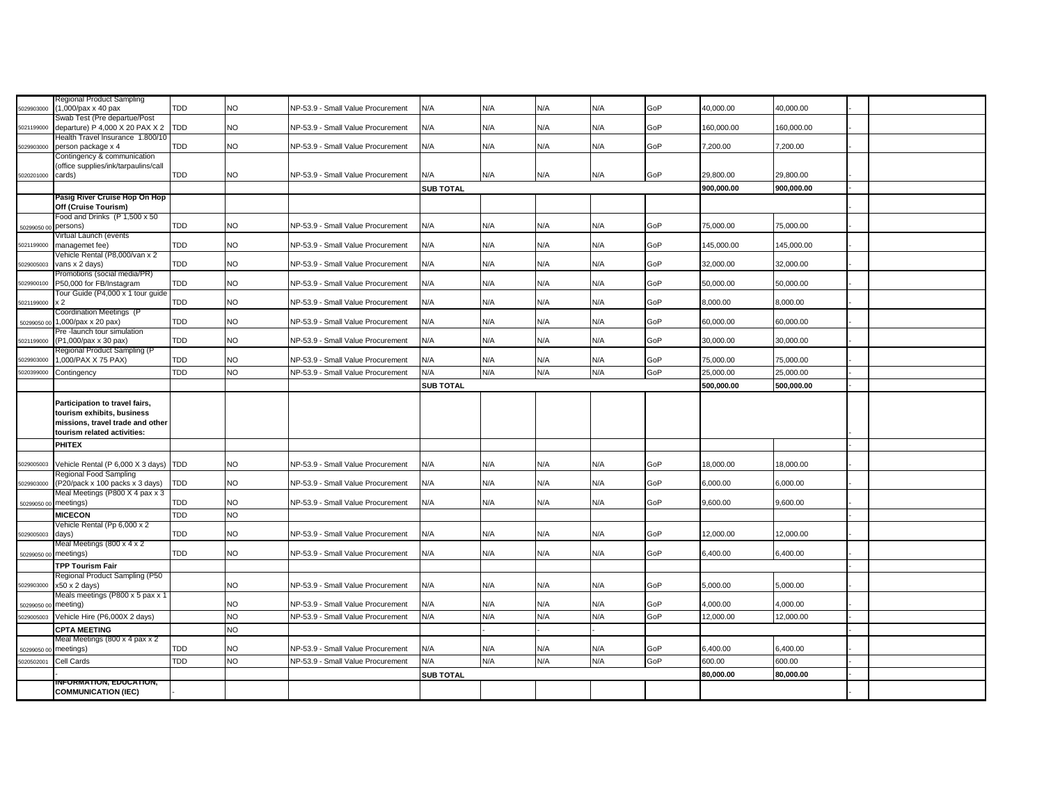| | | | | | | | | | | | | | |
|---|---|---|---|---|---|---|---|---|---|---|---|---|---|
| 5029903000 | Regional Product Sampling (1,000/pax x 40 pax | TDD | NO | NP-53.9 - Small Value Procurement | N/A | N/A | N/A | N/A | GoP | 40,000.00 | 40,000.00 | - | |
| 5021199000 | Swab Test (Pre departue/Post departure) P 4,000 X 20 PAX X 2 | TDD | NO | NP-53.9 - Small Value Procurement | N/A | N/A | N/A | N/A | GoP | 160,000.00 | 160,000.00 | - | |
| 5029903000 | Health Travel Insurance 1.800/10 person package x 4 | TDD | NO | NP-53.9 - Small Value Procurement | N/A | N/A | N/A | N/A | GoP | 7,200.00 | 7,200.00 | - | |
| 5020201000 | Contingency & communication (office supplies/ink/tarpaulins/call cards) | TDD | NO | NP-53.9 - Small Value Procurement | N/A | N/A | N/A | N/A | GoP | 29,800.00 | 29,800.00 | - | |
| | | | | | **SUB TOTAL** | | | | | **900,000.00** | **900,000.00** | - | |
| | **Pasig River Cruise Hop On Hop Off (Cruise Tourism)** | | | | | | | | | | | - | |
| 50299050 00 | Food and Drinks (P 1,500 x 50 persons) | TDD | NO | NP-53.9 - Small Value Procurement | N/A | N/A | N/A | N/A | GoP | 75,000.00 | 75,000.00 | - | |
| 5021199000 | Virtual Launch (events managemet fee) | TDD | NO | NP-53.9 - Small Value Procurement | N/A | N/A | N/A | N/A | GoP | 145,000.00 | 145,000.00 | - | |
| 5029005003 | Vehicle Rental (P8,000/van x 2 vans x 2 days) | TDD | NO | NP-53.9 - Small Value Procurement | N/A | N/A | N/A | N/A | GoP | 32,000.00 | 32,000.00 | - | |
| 5029900100 | Promotions (social media/PR) P50,000 for FB/Instagram | TDD | NO | NP-53.9 - Small Value Procurement | N/A | N/A | N/A | N/A | GoP | 50,000.00 | 50,000.00 | - | |
| 5021199000 | Tour Guide (P4,000 x 1 tour guide x 2 | TDD | NO | NP-53.9 - Small Value Procurement | N/A | N/A | N/A | N/A | GoP | 8,000.00 | 8,000.00 | - | |
| 50299050 00 | Coordination Meetings (P 1,000/pax x 20 pax) | TDD | NO | NP-53.9 - Small Value Procurement | N/A | N/A | N/A | N/A | GoP | 60,000.00 | 60,000.00 | - | |
| 5021199000 | Pre -launch tour simulation (P1,000/pax x 30 pax) | TDD | NO | NP-53.9 - Small Value Procurement | N/A | N/A | N/A | N/A | GoP | 30,000.00 | 30,000.00 | - | |
| 5029903000 | Regional Product Sampling (P 1,000/PAX X 75 PAX) | TDD | NO | NP-53.9 - Small Value Procurement | N/A | N/A | N/A | N/A | GoP | 75,000.00 | 75,000.00 | - | |
| 5020399000 | Contingency | TDD | NO | NP-53.9 - Small Value Procurement | N/A | N/A | N/A | N/A | GoP | 25,000.00 | 25,000.00 | - | |
| | | | | | **SUB TOTAL** | | | | | **500,000.00** | **500,000.00** | - | |
| | **Participation to travel fairs, tourism exhibits, business missions, travel trade and other tourism related activities:** | | | | | | | | | | | - | |
| | **PHITEX** | | | | | | | | | | | - | |
| 5029005003 | Vehicle Rental (P 6,000 X 3 days) | TDD | NO | NP-53.9 - Small Value Procurement | N/A | N/A | N/A | N/A | GoP | 18,000.00 | 18,000.00 | - | |
| 5029903000 | Regional Food Sampling (P20/pack x 100 packs x 3 days) | TDD | NO | NP-53.9 - Small Value Procurement | N/A | N/A | N/A | N/A | GoP | 6,000.00 | 6,000.00 | - | |
| 50299050 00 | Meal Meetings (P800 X 4 pax x 3 meetings) | TDD | NO | NP-53.9 - Small Value Procurement | N/A | N/A | N/A | N/A | GoP | 9,600.00 | 9,600.00 | - | |
| | **MICECON** | TDD | NO | | | | | | | | | - | |
| 5029005003 | Vehicle Rental (Pp 6,000 x 2 days) | TDD | NO | NP-53.9 - Small Value Procurement | N/A | N/A | N/A | N/A | GoP | 12,000.00 | 12,000.00 | - | |
| 50299050 00 | Meal Meetings (800 x 4 x 2 meetings) | TDD | NO | NP-53.9 - Small Value Procurement | N/A | N/A | N/A | N/A | GoP | 6,400.00 | 6,400.00 | - | |
| | **TPP Tourism Fair** | | | | | | | | | | | - | |
| 5029903000 | Regional Product Sampling (P50 x50 x 2 days) | | NO | NP-53.9 - Small Value Procurement | N/A | N/A | N/A | N/A | GoP | 5,000.00 | 5,000.00 | - | |
| 50299050 00 | Meals meetings (P800 x 5 pax x 1 meeting) | | NO | NP-53.9 - Small Value Procurement | N/A | N/A | N/A | N/A | GoP | 4,000.00 | 4,000.00 | - | |
| 5029005003 | Vehicle Hire (P6,000X 2 days) | | NO | NP-53.9 - Small Value Procurement | N/A | N/A | N/A | N/A | GoP | 12,000.00 | 12,000.00 | - | |
| | **CPTA MEETING** | | NO | | | - | - | - | | | | - | |
| 50299050 00 | Meal Meetings (800 x 4 pax x 2 meetings) | TDD | NO | NP-53.9 - Small Value Procurement | N/A | N/A | N/A | N/A | GoP | 6,400.00 | 6,400.00 | - | |
| 5020502001 | Cell Cards | TDD | NO | NP-53.9 - Small Value Procurement | N/A | N/A | N/A | N/A | GoP | 600.00 | 600.00 | - | |
| | - | | | | **SUB TOTAL** | | | | | **80,000.00** | **80,000.00** | - | |
| | **INFORMATION, EDUCATION, COMMUNICATION (IEC)** | - | | | | | | | | | | - | |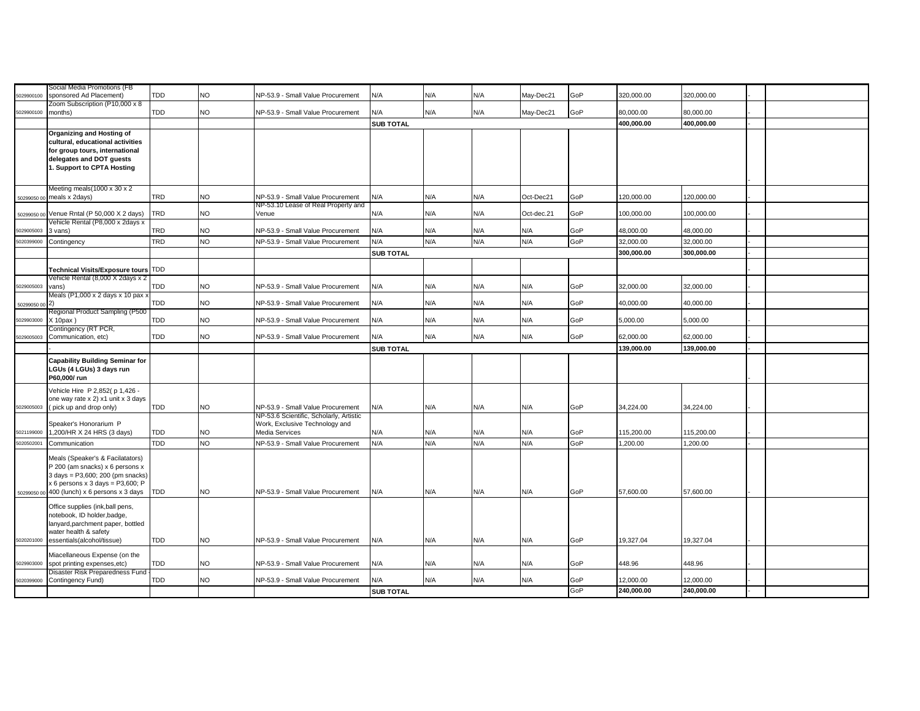| | | | | | | | | | | | | | |
|---|---|---|---|---|---|---|---|---|---|---|---|---|---|
| 5029900100 | Social Media Promotions (FB sponsored Ad Placement) | TDD | NO | NP-53.9 - Small Value Procurement | N/A | N/A | N/A | May-Dec21 | GoP | 320,000.00 | 320,000.00 | - | |
| 5029900100 | Zoom Subscription (P10,000 x 8 months) | TDD | NO | NP-53.9 - Small Value Procurement | N/A | N/A | N/A | May-Dec21 | GoP | 80,000.00 | 80,000.00 | - | |
| | | | | | **SUB TOTAL** | | | | | **400,000.00** | **400,000.00** | - | |
| | **Organizing and Hosting of cultural, educational activities for group tours, international delegates and DOT guests 1. Support to CPTA Hosting** | | | | | | | | | | | - | |
| 50299050 00 | Meeting meals(1000 x 30 x 2 meals x 2days) | TRD | NO | NP-53.9 - Small Value Procurement | N/A | N/A | N/A | Oct-Dec21 | GoP | 120,000.00 | 120,000.00 | - | |
| 50299050 00 | Venue Rntal (P 50,000 X 2 days) | TRD | NO | NP-53.10 Lease of Real Property and Venue | N/A | N/A | N/A | Oct-dec.21 | GoP | 100,000.00 | 100,000.00 | - | |
| 5029005003 | Vehicle Rental (P8,000 x 2days x 3 vans) | TRD | NO | NP-53.9 - Small Value Procurement | N/A | N/A | N/A | N/A | GoP | 48,000.00 | 48,000.00 | - | |
| 5020399000 | Contingency | TRD | NO | NP-53.9 - Small Value Procurement | N/A | N/A | N/A | N/A | GoP | 32,000.00 | 32,000.00 | - | |
| | | | | | **SUB TOTAL** | | | | | **300,000.00** | **300,000.00** | - | |
| | **Technical Visits/Exposure tours** | TDD | | | | | | | | | | - | |
| 5029005003 | Vehicle Rental (8,000 X 2days x 2 vans) | TDD | NO | NP-53.9 - Small Value Procurement | N/A | N/A | N/A | N/A | GoP | 32,000.00 | 32,000.00 | - | |
| 50299050 00 | Meals (P1,000 x 2 days x 10 pax x 2) | TDD | NO | NP-53.9 - Small Value Procurement | N/A | N/A | N/A | N/A | GoP | 40,000.00 | 40,000.00 | - | |
| 5029903000 | Regional Product Sampling (P500 X 10pax ) | TDD | NO | NP-53.9 - Small Value Procurement | N/A | N/A | N/A | N/A | GoP | 5,000.00 | 5,000.00 | - | |
| 5029005003 | Contingency (RT PCR, Communication, etc) | TDD | NO | NP-53.9 - Small Value Procurement | N/A | N/A | N/A | N/A | GoP | 62,000.00 | 62,000.00 | - | |
| | - | | | | **SUB TOTAL** | | | | | **139,000.00** | **139,000.00** | - | |
| | **Capability Building Seminar for LGUs (4 LGUs) 3 days run P60,000/ run** | | | | | | | | | | | - | |
| 5029005003 | Vehicle Hire P 2,852( p 1,426 - one way rate x 2) x1 unit x 3 days ( pick up and drop only) | TDD | NO | NP-53.9 - Small Value Procurement | N/A | N/A | N/A | N/A | GoP | 34,224.00 | 34,224.00 | - | |
| 5021199000 | Speaker's Honorarium P 1,200/HR X 24 HRS (3 days) | TDD | NO | NP-53.6 Scientific, Scholarly, Artistic Work, Exclusive Technology and Media Services | N/A | N/A | N/A | N/A | GoP | 115,200.00 | 115,200.00 | - | |
| 5020502001 | Communication | TDD | NO | NP-53.9 - Small Value Procurement | N/A | N/A | N/A | N/A | GoP | 1,200.00 | 1,200.00 | - | |
| 50299050 00 | Meals (Speaker's & Facilatators) P 200 (am snacks) x 6 persons x 3 days = P3,600; 200 (pm snacks) x 6 persons x 3 days = P3,600; P 400 (lunch) x 6 persons x 3 days | TDD | NO | NP-53.9 - Small Value Procurement | N/A | N/A | N/A | N/A | GoP | 57,600.00 | 57,600.00 | - | |
| 5020201000 | Office supplies (ink,ball pens, notebook, ID holder,badge, lanyard,parchment paper, bottled water health & safety essentials(alcohol/tissue) | TDD | NO | NP-53.9 - Small Value Procurement | N/A | N/A | N/A | N/A | GoP | 19,327.04 | 19,327.04 | - | |
| 5029903000 | Miacellaneous Expense (on the spot printing expenses,etc) | TDD | NO | NP-53.9 - Small Value Procurement | N/A | N/A | N/A | N/A | GoP | 448.96 | 448.96 | - | |
| 5020399000 | Disaster Risk Preparedness Fund - Contingency Fund) | TDD | NO | NP-53.9 - Small Value Procurement | N/A | N/A | N/A | N/A | GoP | 12,000.00 | 12,000.00 | - | |
| | | | | | **SUB TOTAL** | | | | GoP | **240,000.00** | **240,000.00** | - | |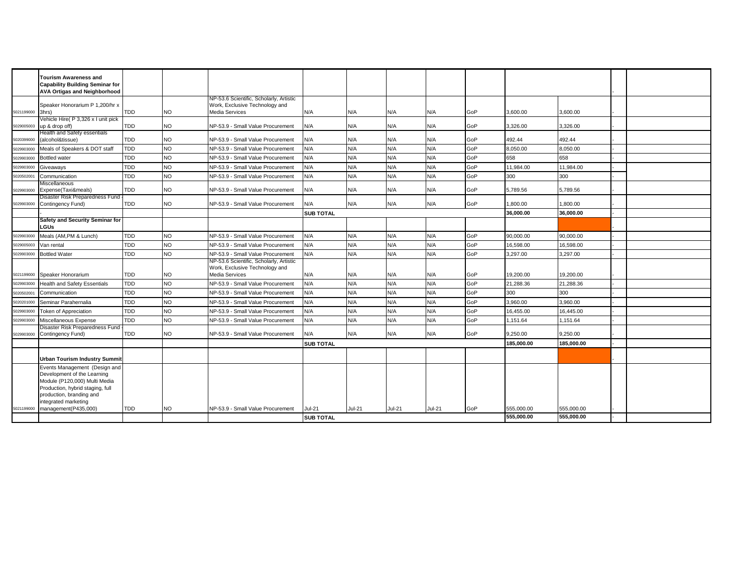| | | | | | | | | | | | | | |
|---|---|---|---|---|---|---|---|---|---|---|---|---|---|
| | **Tourism Awareness and Capability Building Seminar for AVA Ortigas and Neighborhood** | | | | | | | | | | | - | |
| 5021199000 | Speaker Honorarium P 1,200/hr x 3hrs) | TDD | NO | NP-53.6 Scientific, Scholarly, Artistic Work, Exclusive Technology and Media Services | N/A | N/A | N/A | N/A | GoP | 3,600.00 | 3,600.00 | - | |
| 5029005003 | Vehicle Hire( P 3,326 x I unit pick up & drop off) | TDD | NO | NP-53.9 - Small Value Procurement | N/A | N/A | N/A | N/A | GoP | 3,326.00 | 3,326.00 | - | |
| 5020399000 | Health and Safety essentials (alcohol&tissue) | TDD | NO | NP-53.9 - Small Value Procurement | N/A | N/A | N/A | N/A | GoP | 492.44 | 492.44 | - | |
| 5029903000 | Meals of Speakers & DOT staff | TDD | NO | NP-53.9 - Small Value Procurement | N/A | N/A | N/A | N/A | GoP | 8,050.00 | 8,050.00 | - | |
| 5029903000 | Bottled water | TDD | NO | NP-53.9 - Small Value Procurement | N/A | N/A | N/A | N/A | GoP | 658 | 658 | - | |
| 5029903000 | Giveaways | TDD | NO | NP-53.9 - Small Value Procurement | N/A | N/A | N/A | N/A | GoP | 11,984.00 | 11,984.00 | - | |
| 5020502001 | Communication | TDD | NO | NP-53.9 - Small Value Procurement | N/A | N/A | N/A | N/A | GoP | 300 | 300 | - | |
| 5029903000 | Miscellaneous Expense(Taxi&meals) | TDD | NO | NP-53.9 - Small Value Procurement | N/A | N/A | N/A | N/A | GoP | 5,789.56 | 5,789.56 | - | |
| 5029903000 | Disaster Risk Preparedness Fund - Contingency Fund) | TDD | NO | NP-53.9 - Small Value Procurement | N/A | N/A | N/A | N/A | GoP | 1,800.00 | 1,800.00 | - | |
| | - | | | | **SUB TOTAL** | | | | | **36,000.00** | **36,000.00** | - | |
| | **Safety and Security Seminar for LGUs** | | | | | | | | | | | - | |
| 5029903000 | Meals (AM,PM & Lunch) | TDD | NO | NP-53.9 - Small Value Procurement | N/A | N/A | N/A | N/A | GoP | 90,000.00 | 90,000.00 | - | |
| 5029005003 | Van rental | TDD | NO | NP-53.9 - Small Value Procurement | N/A | N/A | N/A | N/A | GoP | 16,598.00 | 16,598.00 | - | |
| 5029903000 | Bottled Water | TDD | NO | NP-53.9 - Small Value Procurement | N/A | N/A | N/A | N/A | GoP | 3,297.00 | 3,297.00 | - | |
| 5021199000 | Speaker Honorarium | TDD | NO | NP-53.6 Scientific, Scholarly, Artistic Work, Exclusive Technology and Media Services | N/A | N/A | N/A | N/A | GoP | 19,200.00 | 19,200.00 | - | |
| 5029903000 | Health and Safety Essentials | TDD | NO | NP-53.9 - Small Value Procurement | N/A | N/A | N/A | N/A | GoP | 21,288.36 | 21,288.36 | - | |
| 5020502001 | Communication | TDD | NO | NP-53.9 - Small Value Procurement | N/A | N/A | N/A | N/A | GoP | 300 | 300 | - | |
| 5020201000 | Seminar Parahernalia | TDD | NO | NP-53.9 - Small Value Procurement | N/A | N/A | N/A | N/A | GoP | 3,960.00 | 3,960.00 | - | |
| 5029903000 | Token of Appreciation | TDD | NO | NP-53.9 - Small Value Procurement | N/A | N/A | N/A | N/A | GoP | 16,455.00 | 16,445.00 | - | |
| 5029903000 | Miscellaneous Expense | TDD | NO | NP-53.9 - Small Value Procurement | N/A | N/A | N/A | N/A | GoP | 1,151.64 | 1,151.64 | - | |
| 5029903000 | Disaster Risk Preparedness Fund - Contingency Fund) | TDD | NO | NP-53.9 - Small Value Procurement | N/A | N/A | N/A | N/A | GoP | 9,250.00 | 9,250.00 | - | |
| | | | | | **SUB TOTAL** | | | | | **185,000.00** | **185,000.00** | - | |
| | **Urban Tourism Industry Summit** | | | | | | | | | | | - | |
| 5021199000 | Events Management (Design and Development of the Learning Module (P120,000) Multi Media Production, hybrid staging, full production, branding and integrated marketing management(P435,000) | TDD | NO | NP-53.9 - Small Value Procurement | Jul-21 | Jul-21 | Jul-21 | Jul-21 | GoP | 555,000.00 | 555,000.00 | - | |
| | | | | | **SUB TOTAL** | | | | | **555,000.00** | **555,000.00** | - | |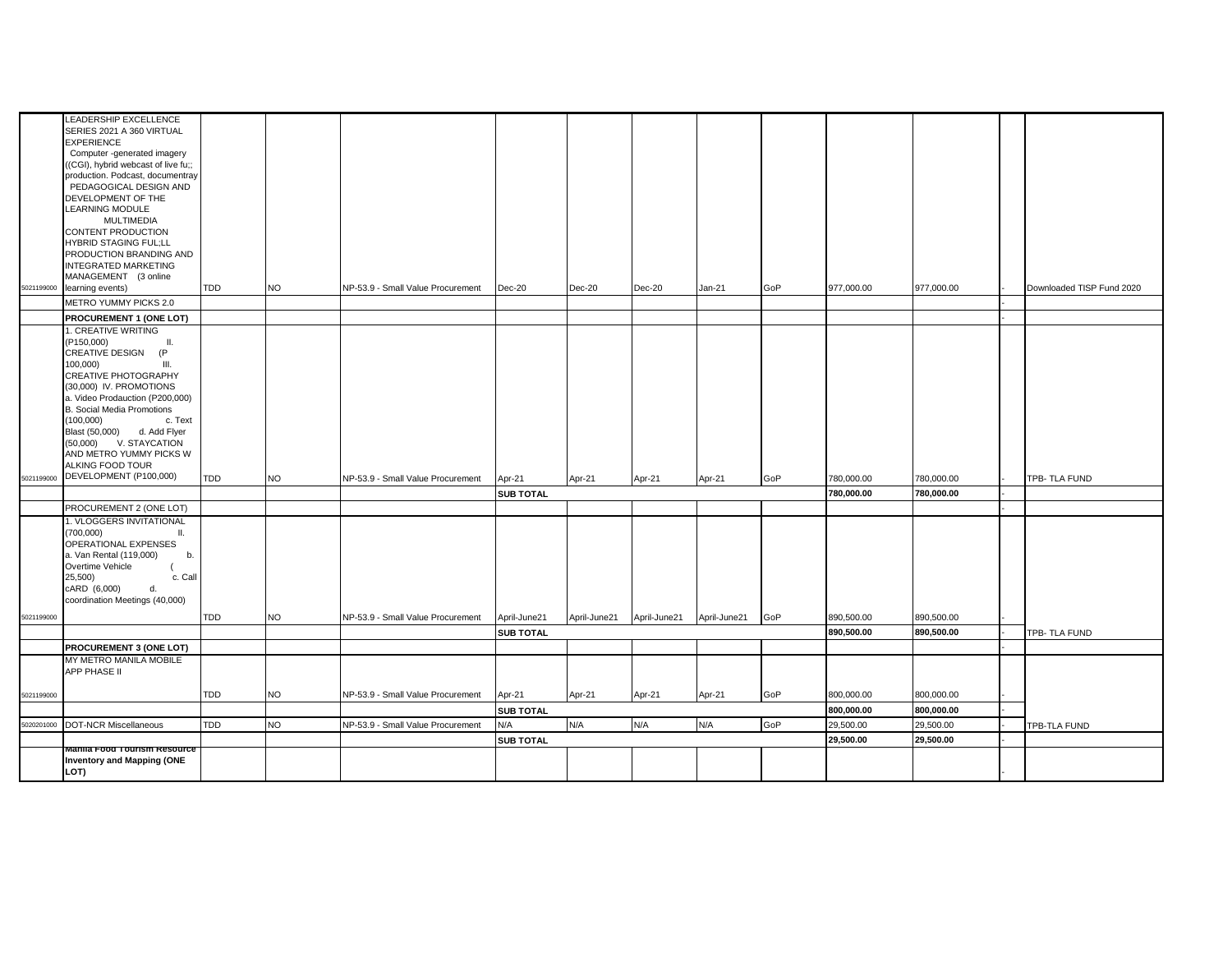| | | | | | | | | | | | | | |
|---|---|---|---|---|---|---|---|---|---|---|---|---|---|
| 5021199000 | LEADERSHIP EXCELLENCE SERIES 2021 A 360 VIRTUAL EXPERIENCE Computer -generated imagery ((CGI), hybrid webcast of live fu;; production. Podcast, documentray PEDAGOGICAL DESIGN AND DEVELOPMENT OF THE LEARNING MODULE MULTIMEDIA CONTENT PRODUCTION HYBRID STAGING FUL;LL PRODUCTION BRANDING AND INTEGRATED MARKETING MANAGEMENT (3 online learning events) | TDD | NO | NP-53.9 - Small Value Procurement | Dec-20 | Dec-20 | Dec-20 | Jan-21 | GoP | 977,000.00 | 977,000.00 | - | Downloaded TISP Fund 2020 |
| | METRO YUMMY PICKS 2.0 | | | | | | | | | | | - | |
| | **PROCUREMENT 1 (ONE LOT)** | | | | | | | | | | | - | |
| 5021199000 | 1. CREATIVE WRITING (P150,000) II. CREATIVE DESIGN (P 100,000) III. CREATIVE PHOTOGRAPHY (30,000) IV. PROMOTIONS a. Video Prodauction (P200,000) B. Social Media Promotions (100,000) c. Text Blast (50,000) d. Add Flyer (50,000) V. STAYCATION AND METRO YUMMY PICKS W ALKING FOOD TOUR DEVELOPMENT (P100,000) | TDD | NO | NP-53.9 - Small Value Procurement | Apr-21 | Apr-21 | Apr-21 | Apr-21 | GoP | 780,000.00 | 780,000.00 | - | TPB- TLA FUND |
| | | | | | **SUB TOTAL** | | | | | **780,000.00** | **780,000.00** | - | |
| | PROCUREMENT 2 (ONE LOT) | | | | | | | | | | | - | |
| 5021199000 | 1. VLOGGERS INVITATIONAL (700,000) II. OPERATIONAL EXPENSES a. Van Rental (119,000) b. Overtime Vehicle ( 25,500) c. Call cARD (6,000) d. coordination Meetings (40,000) | TDD | NO | NP-53.9 - Small Value Procurement | April-June21 | April-June21 | April-June21 | April-June21 | GoP | 890,500.00 | 890,500.00 | - | |
| | | | | | **SUB TOTAL** | | | | | **890,500.00** | **890,500.00** | - | TPB- TLA FUND |
| | **PROCUREMENT 3 (ONE LOT)** | | | | | | | | | | | - | |
| 5021199000 | MY METRO MANILA MOBILE APP PHASE II | TDD | NO | NP-53.9 - Small Value Procurement | Apr-21 | Apr-21 | Apr-21 | Apr-21 | GoP | 800,000.00 | 800,000.00 | - | |
| | | | | | **SUB TOTAL** | | | | | **800,000.00** | **800,000.00** | - | |
| 5020201000 | DOT-NCR Miscellaneous | TDD | NO | NP-53.9 - Small Value Procurement | N/A | N/A | N/A | N/A | GoP | 29,500.00 | 29,500.00 | - | TPB-TLA FUND |
| | | | | | **SUB TOTAL** | | | | | **29,500.00** | **29,500.00** | - | |
| | **Manila Food Tourism Resource Inventory and Mapping (ONE LOT)** | | | | | | | | | | | - | |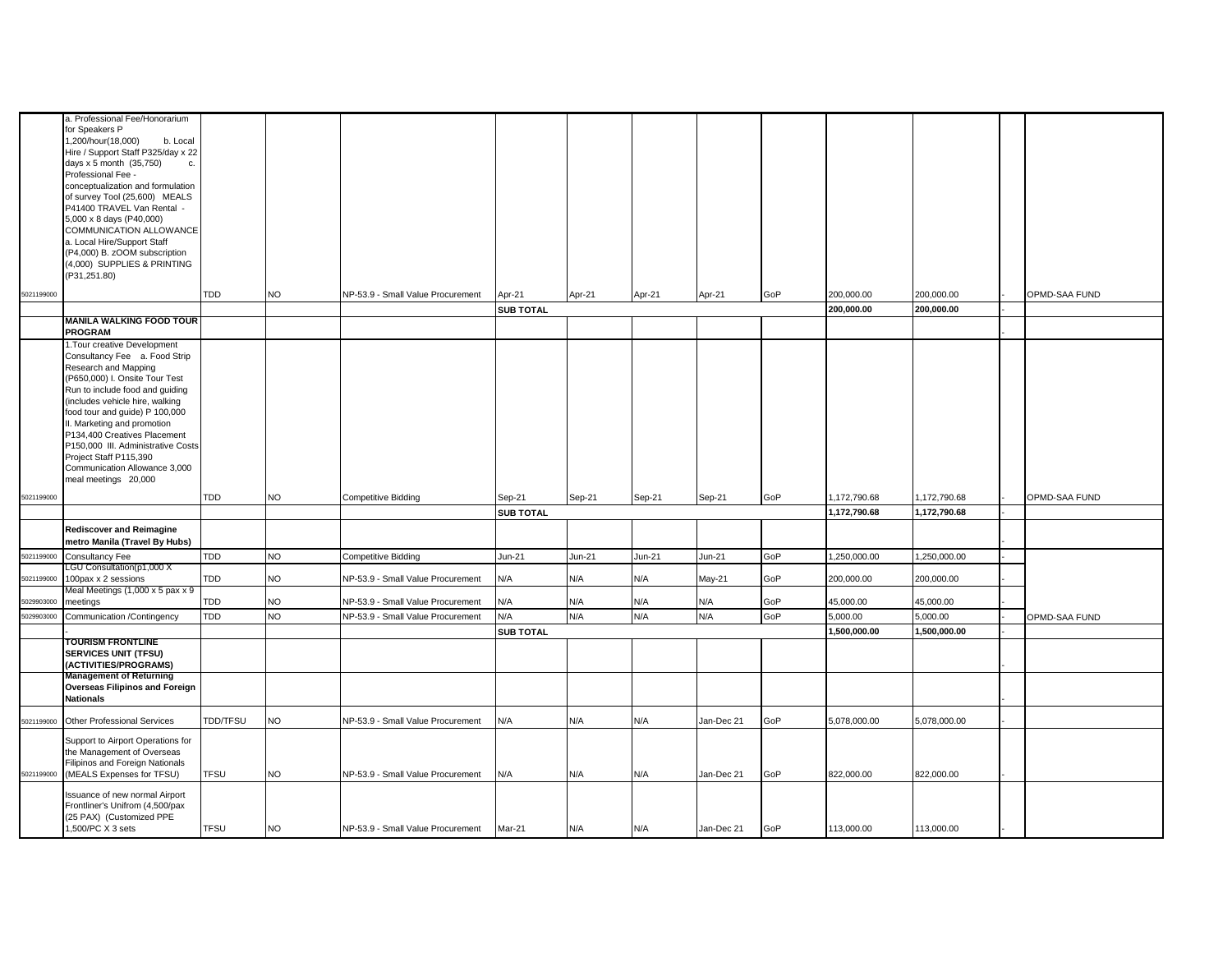| | | | | | | | | | | | | | |
|---|---|---|---|---|---|---|---|---|---|---|---|---|---|
| 5021199000 | a. Professional Fee/Honorarium for Speakers P 1,200/hour(18,000) b. Local Hire / Support Staff P325/day x 22 days x 5 month (35,750) c. Professional Fee - conceptualization and formulation of survey Tool (25,600) MEALS P41400 TRAVEL Van Rental - 5,000 x 8 days (P40,000) COMMUNICATION ALLOWANCE a. Local Hire/Support Staff (P4,000) B. zOOM subscription (4,000) SUPPLIES & PRINTING (P31,251.80) | TDD | NO | NP-53.9 - Small Value Procurement | Apr-21 | Apr-21 | Apr-21 | Apr-21 | GoP | 200,000.00 | 200,000.00 | - | OPMD-SAA FUND |
| | | | | | **SUB TOTAL** | | | | | **200,000.00** | **200,000.00** | - | |
| | **MANILA WALKING FOOD TOUR PROGRAM** | | | | | | | | | | | - | |
| 5021199000 | 1.Tour creative Development Consultancy Fee a. Food Strip Research and Mapping (P650,000) I. Onsite Tour Test Run to include food and guiding (includes vehicle hire, walking food tour and guide) P 100,000 II. Marketing and promotion P134,400 Creatives Placement P150,000 III. Administrative Costs Project Staff P115,390 Communication Allowance 3,000 meal meetings 20,000 | TDD | NO | Competitive Bidding | Sep-21 | Sep-21 | Sep-21 | Sep-21 | GoP | 1,172,790.68 | 1,172,790.68 | - | OPMD-SAA FUND |
| | | | | | **SUB TOTAL** | | | | | **1,172,790.68** | **1,172,790.68** | - | |
| | **Rediscover and Reimagine metro Manila (Travel By Hubs)** | | | | | | | | | | | - | |
| 5021199000 | Consultancy Fee | TDD | NO | Competitive Bidding | Jun-21 | Jun-21 | Jun-21 | Jun-21 | GoP | 1,250,000.00 | 1,250,000.00 | - | |
| 5021199000 | LGU Consultation(p1,000 X 100pax x 2 sessions | TDD | NO | NP-53.9 - Small Value Procurement | N/A | N/A | N/A | May-21 | GoP | 200,000.00 | 200,000.00 | - | |
| 5029903000 | Meal Meetings (1,000 x 5 pax x 9 meetings | TDD | NO | NP-53.9 - Small Value Procurement | N/A | N/A | N/A | N/A | GoP | 45,000.00 | 45,000.00 | - | |
| 5029903000 | Communication /Contingency | TDD | NO | NP-53.9 - Small Value Procurement | N/A | N/A | N/A | N/A | GoP | 5,000.00 | 5,000.00 | - | OPMD-SAA FUND |
| | - | | | | **SUB TOTAL** | | | | | **1,500,000.00** | **1,500,000.00** | - | |
| | **TOURISM FRONTLINE SERVICES UNIT (TFSU) (ACTIVITIES/PROGRAMS)** | | | | | | | | | | | - | |
| | **Management of Returning Overseas Filipinos and Foreign Nationals** | | | | | | | | | | | - | |
| 5021199000 | Other Professional Services | TDD/TFSU | NO | NP-53.9 - Small Value Procurement | N/A | N/A | N/A | Jan-Dec 21 | GoP | 5,078,000.00 | 5,078,000.00 | - | |
| 5021199000 | Support to Airport Operations for the Management of Overseas Filipinos and Foreign Nationals (MEALS Expenses for TFSU) | TFSU | NO | NP-53.9 - Small Value Procurement | N/A | N/A | N/A | Jan-Dec 21 | GoP | 822,000.00 | 822,000.00 | - | |
| | Issuance of new normal Airport Frontliner's Unifrom (4,500/pax (25 PAX) (Customized PPE 1,500/PC X 3 sets | TFSU | NO | NP-53.9 - Small Value Procurement | Mar-21 | N/A | N/A | Jan-Dec 21 | GoP | 113,000.00 | 113,000.00 | - | |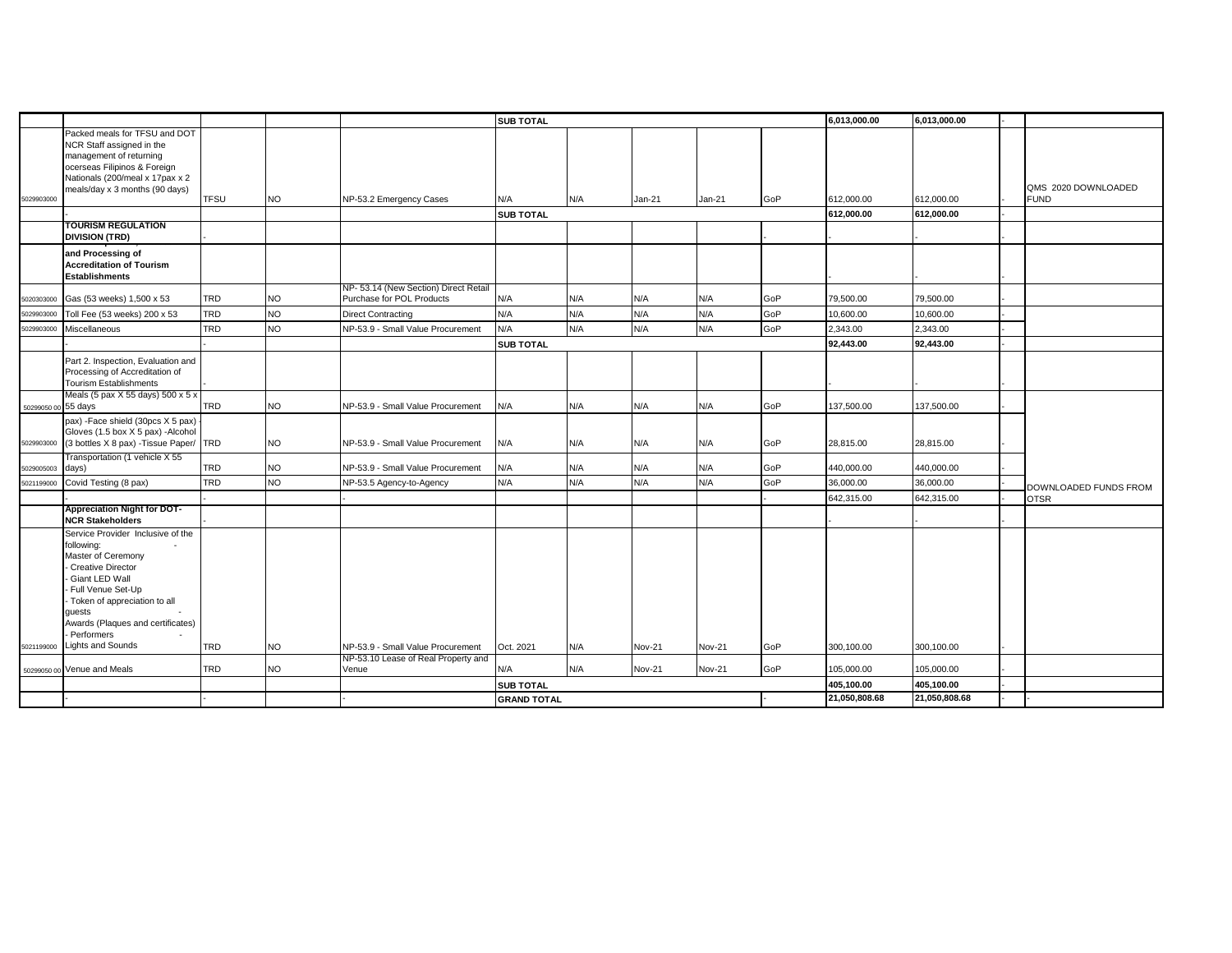| | | | | | | | | | | | | | |
|---|---|---|---|---|---|---|---|---|---|---|---|---|---|
| | | | | | SUB TOTAL | | | | | 6,013,000.00 | 6,013,000.00 | - | |
| 5029903000 | Packed meals for TFSU and DOT NCR Staff assigned in the management of returning ocerseas Filipinos & Foreign Nationals (200/meal x 17pax x 2 meals/day x 3 months (90 days) | TFSU | NO | NP-53.2 Emergency Cases | N/A | N/A | Jan-21 | Jan-21 | GoP | 612,000.00 | 612,000.00 | - | QMS 2020 DOWNLOADED FUND |
| | - | | | | SUB TOTAL | | | | | 612,000.00 | 612,000.00 | - | |
| | **TOURISM REGULATION DIVISION (TRD)** | - | | | | | | | - | - | - | - | |
| | **and Processing of Accreditation of Tourism Establishments** | | | | | | | | | - | - | - | |
| 5020303000 | Gas (53 weeks) 1,500 x 53 | TRD | NO | NP- 53.14 (New Section) Direct Retail Purchase for POL Products | N/A | N/A | N/A | N/A | GoP | 79,500.00 | 79,500.00 | - | |
| 5029903000 | Toll Fee (53 weeks) 200 x 53 | TRD | NO | Direct Contracting | N/A | N/A | N/A | N/A | GoP | 10,600.00 | 10,600.00 | - | |
| 5029903000 | Miscellaneous | TRD | NO | NP-53.9 - Small Value Procurement | N/A | N/A | N/A | N/A | GoP | 2,343.00 | 2,343.00 | - | |
| | - | | | | SUB TOTAL | | | | | 92,443.00 | 92,443.00 | - | |
| | Part 2. Inspection, Evaluation and Processing of Accreditation of Tourism Establishments | - | | | | | | | | - | - | - | |
| 50299050 00 | Meals (5 pax X 55 days) 500 x 5 x 55 days | TRD | NO | NP-53.9 - Small Value Procurement | N/A | N/A | N/A | N/A | GoP | 137,500.00 | 137,500.00 | - | |
| 5029903000 | pax) -Face shield (30pcs X 5 pax) -Gloves (1.5 box X 5 pax) -Alcohol (3 bottles X 8 pax) -Tissue Paper/ | TRD | NO | NP-53.9 - Small Value Procurement | N/A | N/A | N/A | N/A | GoP | 28,815.00 | 28,815.00 | - | |
| 5029005003 | Transportation (1 vehicle X 55 days) | TRD | NO | NP-53.9 - Small Value Procurement | N/A | N/A | N/A | N/A | GoP | 440,000.00 | 440,000.00 | - | |
| 5021199000 | Covid Testing (8 pax) | TRD | NO | NP-53.5 Agency-to-Agency | N/A | N/A | N/A | N/A | GoP | 36,000.00 | 36,000.00 | - | DOWNLOADED FUNDS FROM OTSR |
| | - | - | - | - | | | | | - | 642,315.00 | 642,315.00 | - | |
| | **Appreciation Night for DOT-NCR Stakeholders** | - | | | | | | | | - | - | - | |
| 5021199000 | Service Provider Inclusive of the following: - Master of Ceremony - Creative Director - Giant LED Wall - Full Venue Set-Up - Token of appreciation to all guests - Awards (Plaques and certificates) - Performers - Lights and Sounds | TRD | NO | NP-53.9 - Small Value Procurement | Oct. 2021 | N/A | Nov-21 | Nov-21 | GoP | 300,100.00 | 300,100.00 | - | |
| 50299050 00 | Venue and Meals | TRD | NO | NP-53.10 Lease of Real Property and Venue | N/A | N/A | Nov-21 | Nov-21 | GoP | 105,000.00 | 105,000.00 | - | |
| | | | | | SUB TOTAL | | | | | 405,100.00 | 405,100.00 | - | |
| | - | - | | - | GRAND TOTAL | | | | - | 21,050,808.68 | 21,050,808.68 | - | - |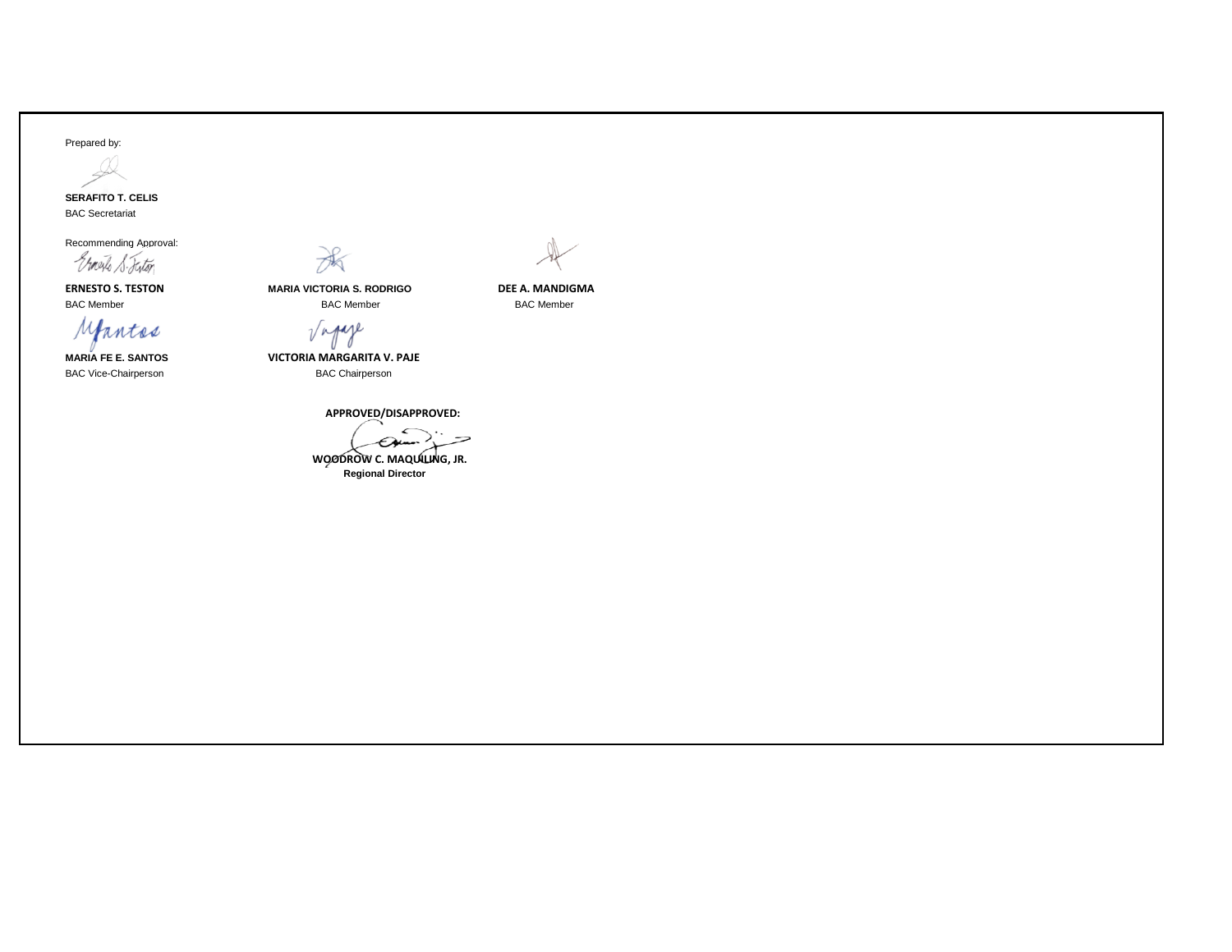Prepared by:

**SERAFITO T. CELIS**
BAC Secretariat

Recommending Approval:

| | | |
|---|---|---|
| **ERNESTO S. TESTON** | **MARIA VICTORIA S. RODRIGO** | **DEE A. MANDIGMA** |
| BAC Member | BAC Member | BAC Member |
| **MARIA FE E. SANTOS** | **VICTORIA MARGARITA V. PAJE** | |
| BAC Vice-Chairperson | BAC Chairperson | |

**APPROVED/DISAPPROVED:**

**WOODROW C. MAQUILING, JR.**
**Regional Director**